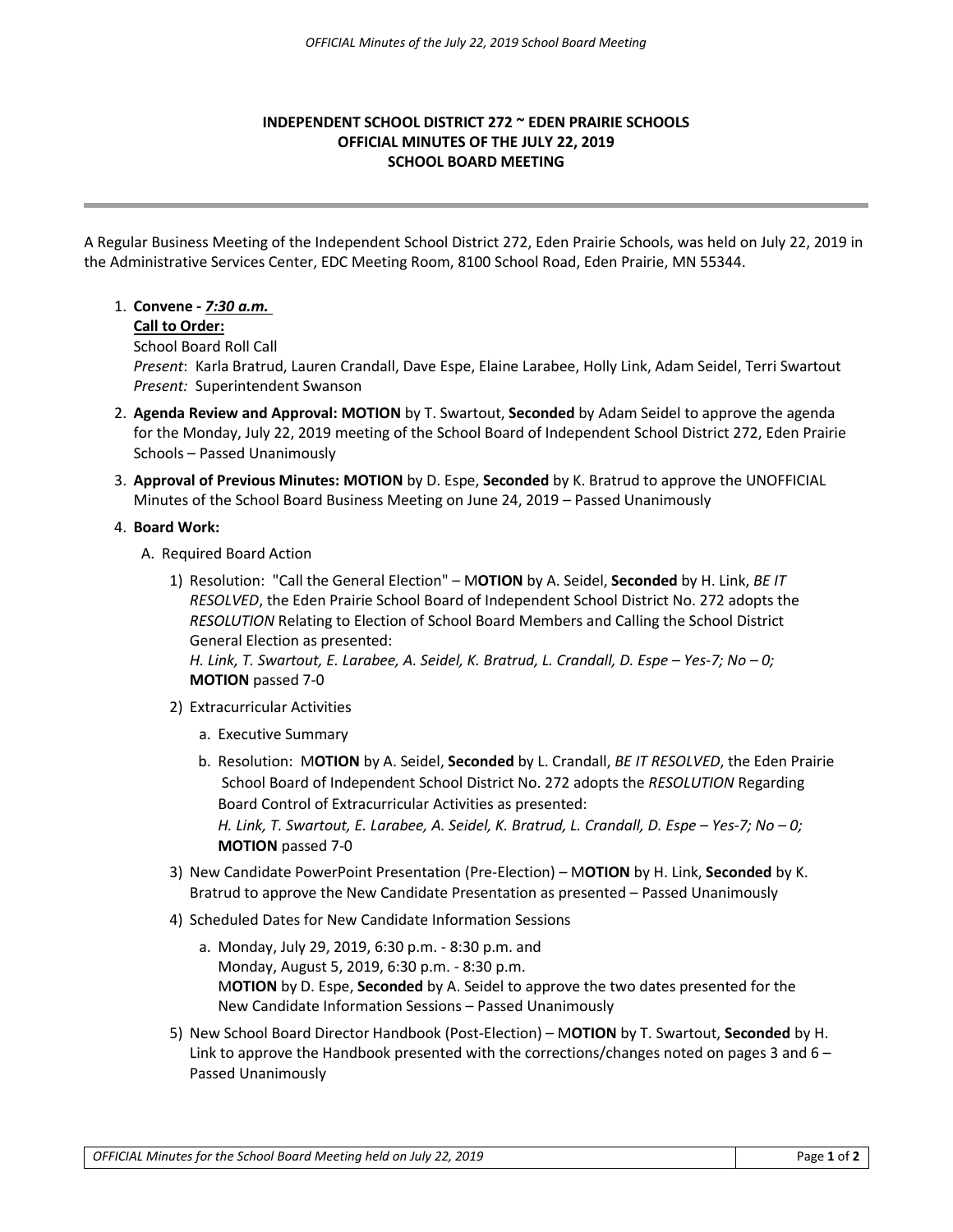**INDEPENDENT SCHOOL DISTRICT 272 ~ EDEN PRAIRIE SCHOOLS**
**OFFICIAL MINUTES OF THE JULY 22, 2019**
**SCHOOL BOARD MEETING**

---

A Regular Business Meeting of the Independent School District 272, Eden Prairie Schools, was held on July 22, 2019 in the Administrative Services Center, EDC Meeting Room, 8100 School Road, Eden Prairie, MN 55344.

1. **Convene - *7:30 a.m.***
   **Call to Order:**
   School Board Roll Call
   *Present*: Karla Bratrud, Lauren Crandall, Dave Espe, Elaine Larabee, Holly Link, Adam Seidel, Terri Swartout
   *Present:* Superintendent Swanson

2. **Agenda Review and Approval: MOTION** by T. Swartout, **Seconded** by Adam Seidel to approve the agenda for the Monday, July 22, 2019 meeting of the School Board of Independent School District 272, Eden Prairie Schools – Passed Unanimously

3. **Approval of Previous Minutes: MOTION** by D. Espe, **Seconded** by K. Bratrud to approve the UNOFFICIAL Minutes of the School Board Business Meeting on June 24, 2019 – Passed Unanimously

4. **Board Work:**

   A. Required Board Action

   1) Resolution: "Call the General Election" – M**OTION** by A. Seidel, **Seconded** by H. Link, *BE IT RESOLVED*, the Eden Prairie School Board of Independent School District No. 272 adopts the *RESOLUTION* Relating to Election of School Board Members and Calling the School District General Election as presented:
   *H. Link, T. Swartout, E. Larabee, A. Seidel, K. Bratrud, L. Crandall, D. Espe – Yes-7; No – 0;*
   **MOTION** passed 7-0

   2) Extracurricular Activities

      a. Executive Summary

      b. Resolution: M**OTION** by A. Seidel, **Seconded** by L. Crandall, *BE IT RESOLVED*, the Eden Prairie School Board of Independent School District No. 272 adopts the *RESOLUTION* Regarding Board Control of Extracurricular Activities as presented:
      *H. Link, T. Swartout, E. Larabee, A. Seidel, K. Bratrud, L. Crandall, D. Espe – Yes-7; No – 0;*
      **MOTION** passed 7-0

   3) New Candidate PowerPoint Presentation (Pre-Election) – M**OTION** by H. Link, **Seconded** by K. Bratrud to approve the New Candidate Presentation as presented – Passed Unanimously

   4) Scheduled Dates for New Candidate Information Sessions

      a. Monday, July 29, 2019, 6:30 p.m. - 8:30 p.m. and
      Monday, August 5, 2019, 6:30 p.m. - 8:30 p.m.
      M**OTION** by D. Espe, **Seconded** by A. Seidel to approve the two dates presented for the New Candidate Information Sessions – Passed Unanimously

   5) New School Board Director Handbook (Post-Election) – M**OTION** by T. Swartout, **Seconded** by H. Link to approve the Handbook presented with the corrections/changes noted on pages 3 and 6 – Passed Unanimously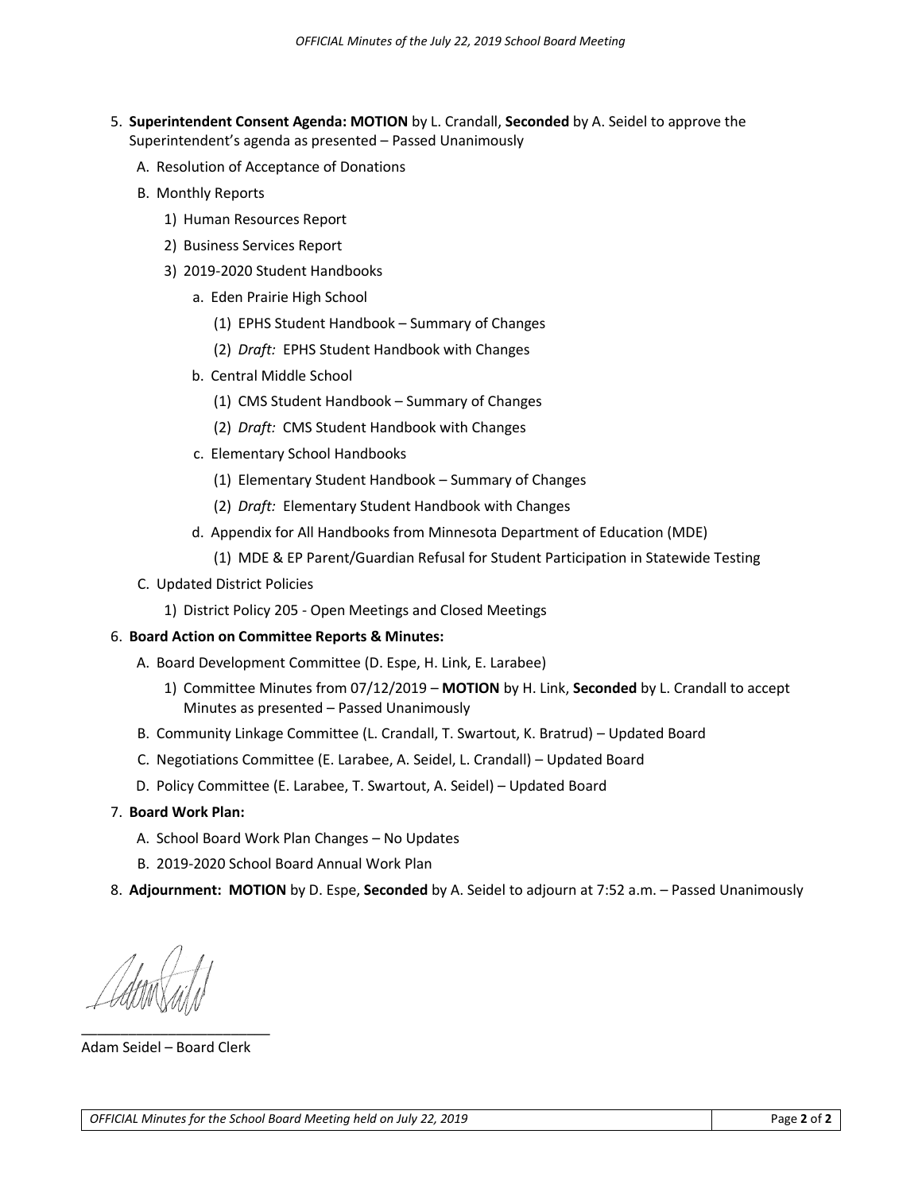5. **Superintendent Consent Agenda: MOTION** by L. Crandall, **Seconded** by A. Seidel to approve the Superintendent's agenda as presented – Passed Unanimously
   - A. Resolution of Acceptance of Donations
   - B. Monthly Reports
     - 1) Human Resources Report
     - 2) Business Services Report
     - 3) 2019-2020 Student Handbooks
       - a. Eden Prairie High School
         - (1) EPHS Student Handbook – Summary of Changes
         - (2) *Draft:* EPHS Student Handbook with Changes
       - b. Central Middle School
         - (1) CMS Student Handbook – Summary of Changes
         - (2) *Draft:* CMS Student Handbook with Changes
       - c. Elementary School Handbooks
         - (1) Elementary Student Handbook – Summary of Changes
         - (2) *Draft:* Elementary Student Handbook with Changes
       - d. Appendix for All Handbooks from Minnesota Department of Education (MDE)
         - (1) MDE & EP Parent/Guardian Refusal for Student Participation in Statewide Testing
   - C. Updated District Policies
     - 1) District Policy 205 - Open Meetings and Closed Meetings

6. **Board Action on Committee Reports & Minutes:**
   - A. Board Development Committee (D. Espe, H. Link, E. Larabee)
     - 1) Committee Minutes from 07/12/2019 – **MOTION** by H. Link, **Seconded** by L. Crandall to accept Minutes as presented – Passed Unanimously
   - B. Community Linkage Committee (L. Crandall, T. Swartout, K. Bratrud) – Updated Board
   - C. Negotiations Committee (E. Larabee, A. Seidel, L. Crandall) – Updated Board
   - D. Policy Committee (E. Larabee, T. Swartout, A. Seidel) – Updated Board

7. **Board Work Plan:**
   - A. School Board Work Plan Changes – No Updates
   - B. 2019-2020 School Board Annual Work Plan

8. **Adjournment: MOTION** by D. Espe, **Seconded** by A. Seidel to adjourn at 7:52 a.m. – Passed Unanimously

\_\_\_\_\_\_\_\_\_\_\_\_\_\_\_\_\_\_\_\_\_\_\_\_\_

Adam Seidel – Board Clerk